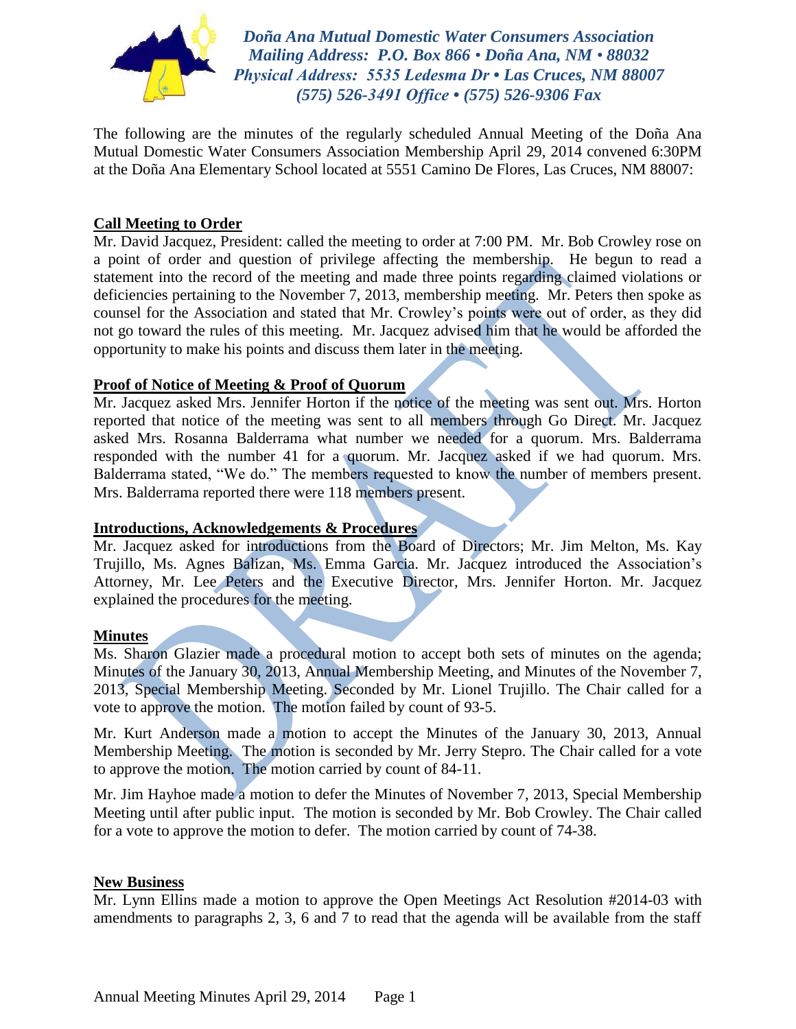*Doña Ana Mutual Domestic Water Consumers Association*
*Mailing Address: P.O. Box 866 • Doña Ana, NM • 88032*
*Physical Address: 5535 Ledesma Dr • Las Cruces, NM 88007*
*(575) 526-3491 Office • (575) 526-9306 Fax*

The following are the minutes of the regularly scheduled Annual Meeting of the Doña Ana Mutual Domestic Water Consumers Association Membership April 29, 2014 convened 6:30PM at the Doña Ana Elementary School located at 5551 Camino De Flores, Las Cruces, NM 88007:

**Call Meeting to Order**

Mr. David Jacquez, President: called the meeting to order at 7:00 PM. Mr. Bob Crowley rose on a point of order and question of privilege affecting the membership. He begun to read a statement into the record of the meeting and made three points regarding claimed violations or deficiencies pertaining to the November 7, 2013, membership meeting. Mr. Peters then spoke as counsel for the Association and stated that Mr. Crowley's points were out of order, as they did not go toward the rules of this meeting. Mr. Jacquez advised him that he would be afforded the opportunity to make his points and discuss them later in the meeting.

**Proof of Notice of Meeting & Proof of Quorum**

Mr. Jacquez asked Mrs. Jennifer Horton if the notice of the meeting was sent out. Mrs. Horton reported that notice of the meeting was sent to all members through Go Direct. Mr. Jacquez asked Mrs. Rosanna Balderrama what number we needed for a quorum. Mrs. Balderrama responded with the number 41 for a quorum. Mr. Jacquez asked if we had quorum. Mrs. Balderrama stated, "We do." The members requested to know the number of members present. Mrs. Balderrama reported there were 118 members present.

**Introductions, Acknowledgements & Procedures**

Mr. Jacquez asked for introductions from the Board of Directors; Mr. Jim Melton, Ms. Kay Trujillo, Ms. Agnes Balizan, Ms. Emma Garcia. Mr. Jacquez introduced the Association's Attorney, Mr. Lee Peters and the Executive Director, Mrs. Jennifer Horton. Mr. Jacquez explained the procedures for the meeting.

**Minutes**

Ms. Sharon Glazier made a procedural motion to accept both sets of minutes on the agenda; Minutes of the January 30, 2013, Annual Membership Meeting, and Minutes of the November 7, 2013, Special Membership Meeting. Seconded by Mr. Lionel Trujillo. The Chair called for a vote to approve the motion. The motion failed by count of 93-5.

Mr. Kurt Anderson made a motion to accept the Minutes of the January 30, 2013, Annual Membership Meeting. The motion is seconded by Mr. Jerry Stepro. The Chair called for a vote to approve the motion. The motion carried by count of 84-11.

Mr. Jim Hayhoe made a motion to defer the Minutes of November 7, 2013, Special Membership Meeting until after public input. The motion is seconded by Mr. Bob Crowley. The Chair called for a vote to approve the motion to defer. The motion carried by count of 74-38.

**New Business**

Mr. Lynn Ellins made a motion to approve the Open Meetings Act Resolution #2014-03 with amendments to paragraphs 2, 3, 6 and 7 to read that the agenda will be available from the staff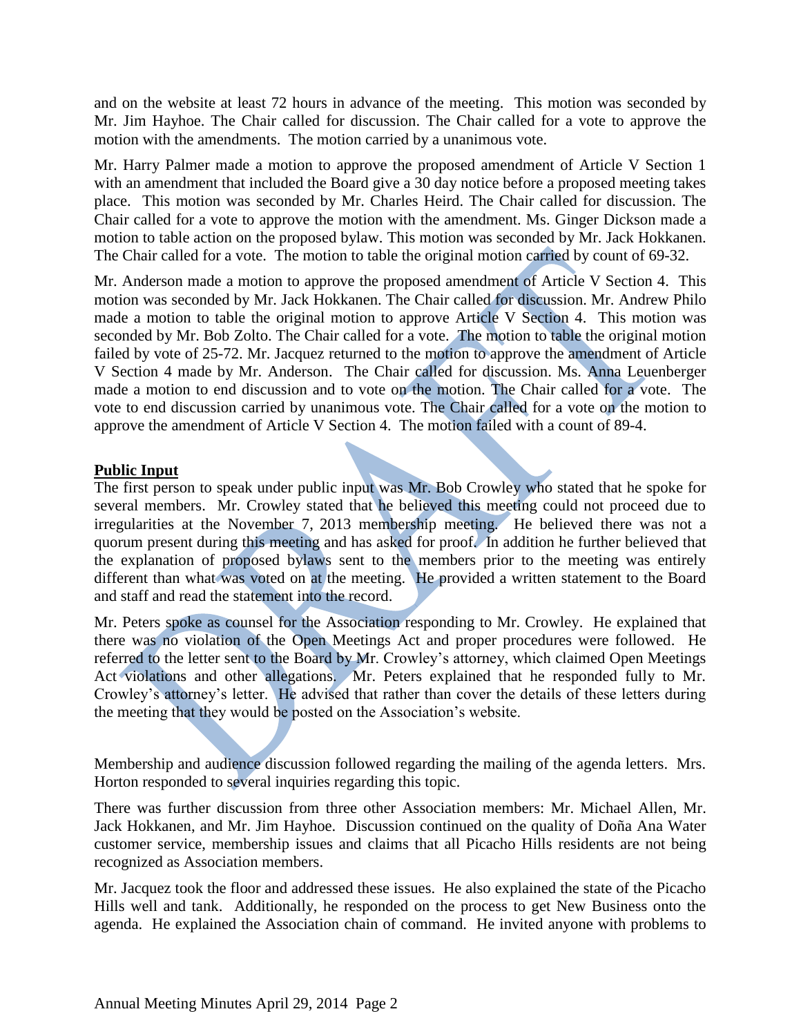and on the website at least 72 hours in advance of the meeting. This motion was seconded by Mr. Jim Hayhoe. The Chair called for discussion. The Chair called for a vote to approve the motion with the amendments. The motion carried by a unanimous vote.

Mr. Harry Palmer made a motion to approve the proposed amendment of Article V Section 1 with an amendment that included the Board give a 30 day notice before a proposed meeting takes place. This motion was seconded by Mr. Charles Heird. The Chair called for discussion. The Chair called for a vote to approve the motion with the amendment. Ms. Ginger Dickson made a motion to table action on the proposed bylaw. This motion was seconded by Mr. Jack Hokkanen. The Chair called for a vote. The motion to table the original motion carried by count of 69-32.

Mr. Anderson made a motion to approve the proposed amendment of Article V Section 4. This motion was seconded by Mr. Jack Hokkanen. The Chair called for discussion. Mr. Andrew Philo made a motion to table the original motion to approve Article V Section 4. This motion was seconded by Mr. Bob Zolto. The Chair called for a vote. The motion to table the original motion failed by vote of 25-72. Mr. Jacquez returned to the motion to approve the amendment of Article V Section 4 made by Mr. Anderson. The Chair called for discussion. Ms. Anna Leuenberger made a motion to end discussion and to vote on the motion. The Chair called for a vote. The vote to end discussion carried by unanimous vote. The Chair called for a vote on the motion to approve the amendment of Article V Section 4. The motion failed with a count of 89-4.

**Public Input**

The first person to speak under public input was Mr. Bob Crowley who stated that he spoke for several members. Mr. Crowley stated that he believed this meeting could not proceed due to irregularities at the November 7, 2013 membership meeting. He believed there was not a quorum present during this meeting and has asked for proof. In addition he further believed that the explanation of proposed bylaws sent to the members prior to the meeting was entirely different than what was voted on at the meeting. He provided a written statement to the Board and staff and read the statement into the record.

Mr. Peters spoke as counsel for the Association responding to Mr. Crowley. He explained that there was no violation of the Open Meetings Act and proper procedures were followed. He referred to the letter sent to the Board by Mr. Crowley's attorney, which claimed Open Meetings Act violations and other allegations. Mr. Peters explained that he responded fully to Mr. Crowley's attorney's letter. He advised that rather than cover the details of these letters during the meeting that they would be posted on the Association's website.

Membership and audience discussion followed regarding the mailing of the agenda letters. Mrs. Horton responded to several inquiries regarding this topic.

There was further discussion from three other Association members: Mr. Michael Allen, Mr. Jack Hokkanen, and Mr. Jim Hayhoe. Discussion continued on the quality of Doña Ana Water customer service, membership issues and claims that all Picacho Hills residents are not being recognized as Association members.

Mr. Jacquez took the floor and addressed these issues. He also explained the state of the Picacho Hills well and tank. Additionally, he responded on the process to get New Business onto the agenda. He explained the Association chain of command. He invited anyone with problems to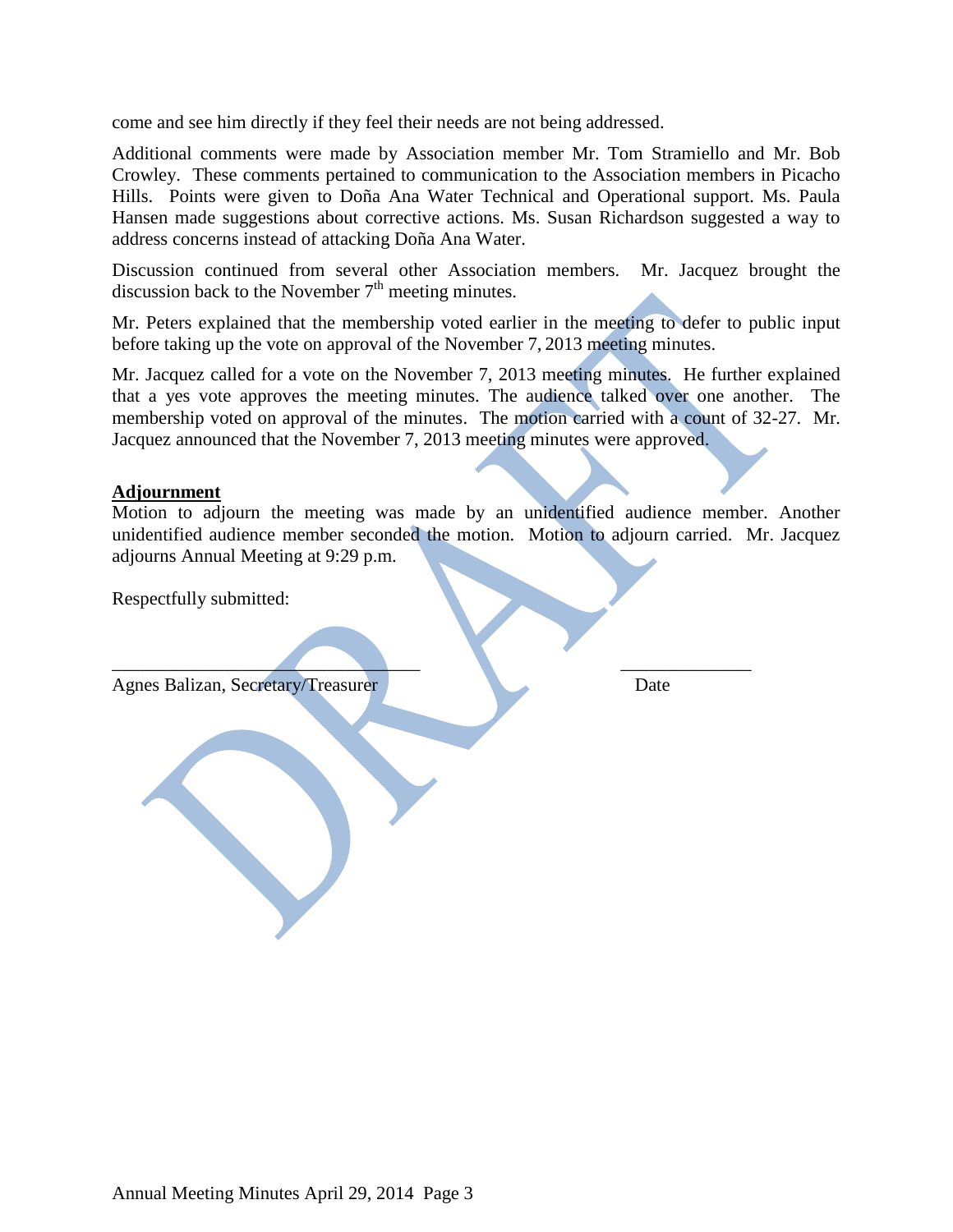come and see him directly if they feel their needs are not being addressed.

Additional comments were made by Association member Mr. Tom Stramiello and Mr. Bob Crowley. These comments pertained to communication to the Association members in Picacho Hills. Points were given to Doña Ana Water Technical and Operational support. Ms. Paula Hansen made suggestions about corrective actions. Ms. Susan Richardson suggested a way to address concerns instead of attacking Doña Ana Water.

Discussion continued from several other Association members. Mr. Jacquez brought the discussion back to the November 7th meeting minutes.

Mr. Peters explained that the membership voted earlier in the meeting to defer to public input before taking up the vote on approval of the November 7, 2013 meeting minutes.

Mr. Jacquez called for a vote on the November 7, 2013 meeting minutes. He further explained that a yes vote approves the meeting minutes. The audience talked over one another. The membership voted on approval of the minutes. The motion carried with a count of 32-27. Mr. Jacquez announced that the November 7, 2013 meeting minutes were approved.

**Adjournment**

Motion to adjourn the meeting was made by an unidentified audience member. Another unidentified audience member seconded the motion. Motion to adjourn carried. Mr. Jacquez adjourns Annual Meeting at 9:29 p.m.

Respectfully submitted:

\_\_\_\_\_\_\_\_\_\_\_\_\_\_\_\_\_\_\_\_\_\_\_\_\_\_\_\_\_\_\_\_\_\_ \_\_\_\_\_\_\_\_\_\_\_\_\_\_

Agnes Balizan, Secretary/Treasurer Date

DRAFT